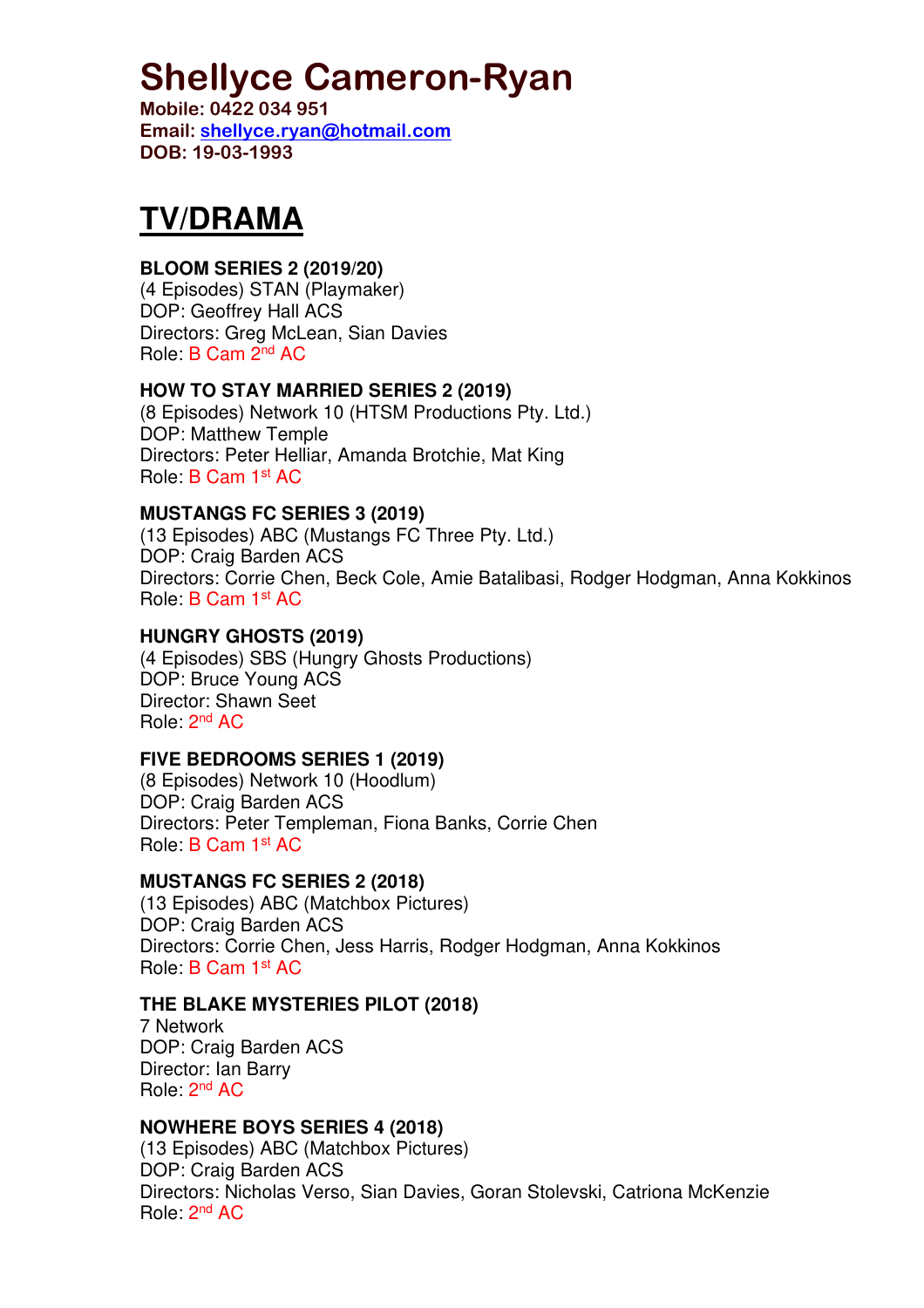# Shellyce Cameron-Ryan

**Mobile: 0422 034 951**
**Email: shellyce.ryan@hotmail.com**
**DOB: 19-03-1993**

## TV/DRAMA

**BLOOM SERIES 2 (2019/20)**
(4 Episodes) STAN (Playmaker)
DOP: Geoffrey Hall ACS
Directors: Greg McLean, Sian Davies
Role: B Cam 2nd AC

**HOW TO STAY MARRIED SERIES 2 (2019)**
(8 Episodes) Network 10 (HTSM Productions Pty. Ltd.)
DOP: Matthew Temple
Directors: Peter Helliar, Amanda Brotchie, Mat King
Role: B Cam 1st AC

**MUSTANGS FC SERIES 3 (2019)**
(13 Episodes) ABC (Mustangs FC Three Pty. Ltd.)
DOP: Craig Barden ACS
Directors: Corrie Chen, Beck Cole, Amie Batalibasi, Rodger Hodgman, Anna Kokkinos
Role: B Cam 1st AC

**HUNGRY GHOSTS (2019)**
(4 Episodes) SBS (Hungry Ghosts Productions)
DOP: Bruce Young ACS
Director: Shawn Seet
Role: 2nd AC

**FIVE BEDROOMS SERIES 1 (2019)**
(8 Episodes) Network 10 (Hoodlum)
DOP: Craig Barden ACS
Directors: Peter Templeman, Fiona Banks, Corrie Chen
Role: B Cam 1st AC

**MUSTANGS FC SERIES 2 (2018)**
(13 Episodes) ABC (Matchbox Pictures)
DOP: Craig Barden ACS
Directors: Corrie Chen, Jess Harris, Rodger Hodgman, Anna Kokkinos
Role: B Cam 1st AC

**THE BLAKE MYSTERIES PILOT (2018)**
7 Network
DOP: Craig Barden ACS
Director: Ian Barry
Role: 2nd AC

**NOWHERE BOYS SERIES 4 (2018)**
(13 Episodes) ABC (Matchbox Pictures)
DOP: Craig Barden ACS
Directors: Nicholas Verso, Sian Davies, Goran Stolevski, Catriona McKenzie
Role: 2nd AC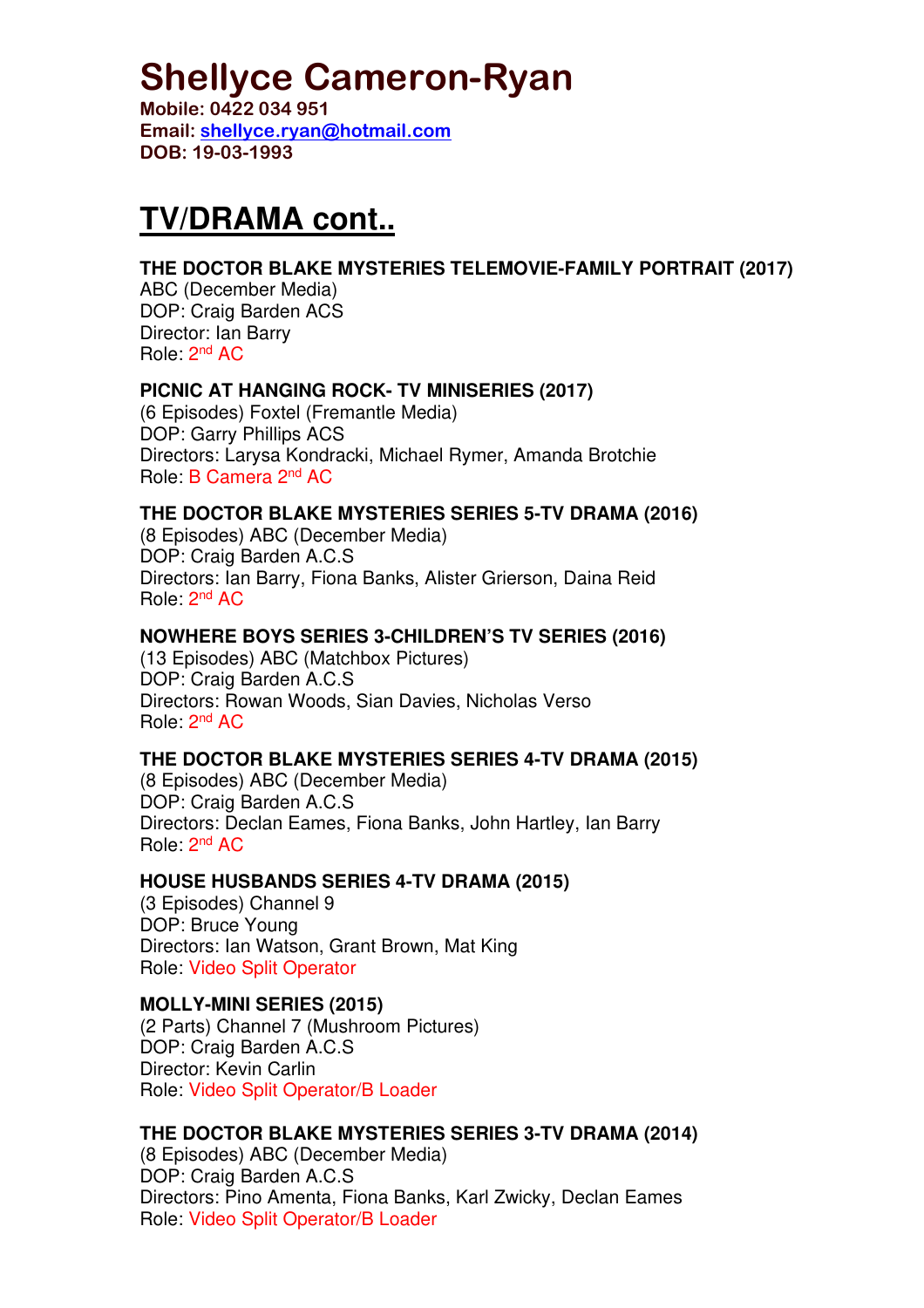# Shellyce Cameron-Ryan

**Mobile: 0422 034 951**
**Email: shellyce.ryan@hotmail.com**
**DOB: 19-03-1993**

## TV/DRAMA cont..

**THE DOCTOR BLAKE MYSTERIES TELEMOVIE-FAMILY PORTRAIT (2017)**
ABC (December Media)
DOP: Craig Barden ACS
Director: Ian Barry
Role: 2nd AC

**PICNIC AT HANGING ROCK- TV MINISERIES (2017)**
(6 Episodes) Foxtel (Fremantle Media)
DOP: Garry Phillips ACS
Directors: Larysa Kondracki, Michael Rymer, Amanda Brotchie
Role: B Camera 2nd AC

**THE DOCTOR BLAKE MYSTERIES SERIES 5-TV DRAMA (2016)**
(8 Episodes) ABC (December Media)
DOP: Craig Barden A.C.S
Directors: Ian Barry, Fiona Banks, Alister Grierson, Daina Reid
Role: 2nd AC

**NOWHERE BOYS SERIES 3-CHILDREN'S TV SERIES (2016)**
(13 Episodes) ABC (Matchbox Pictures)
DOP: Craig Barden A.C.S
Directors: Rowan Woods, Sian Davies, Nicholas Verso
Role: 2nd AC

**THE DOCTOR BLAKE MYSTERIES SERIES 4-TV DRAMA (2015)**
(8 Episodes) ABC (December Media)
DOP: Craig Barden A.C.S
Directors: Declan Eames, Fiona Banks, John Hartley, Ian Barry
Role: 2nd AC

**HOUSE HUSBANDS SERIES 4-TV DRAMA (2015)**
(3 Episodes) Channel 9
DOP: Bruce Young
Directors: Ian Watson, Grant Brown, Mat King
Role: Video Split Operator

**MOLLY-MINI SERIES (2015)**
(2 Parts) Channel 7 (Mushroom Pictures)
DOP: Craig Barden A.C.S
Director: Kevin Carlin
Role: Video Split Operator/B Loader

**THE DOCTOR BLAKE MYSTERIES SERIES 3-TV DRAMA (2014)**
(8 Episodes) ABC (December Media)
DOP: Craig Barden A.C.S
Directors: Pino Amenta, Fiona Banks, Karl Zwicky, Declan Eames
Role: Video Split Operator/B Loader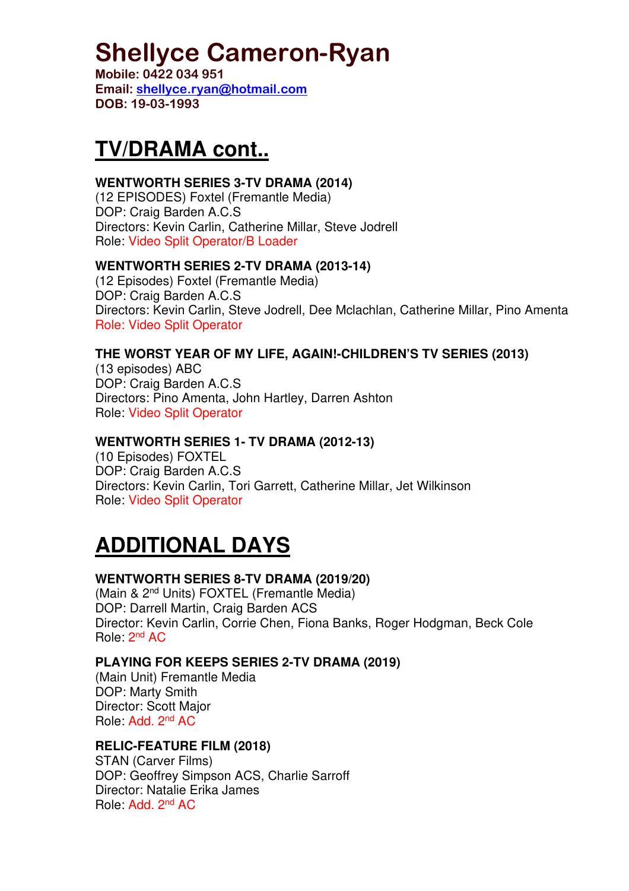# Shellyce Cameron-Ryan

**Mobile: 0422 034 951**
**Email: shellyce.ryan@hotmail.com**
**DOB: 19-03-1993**

## TV/DRAMA cont..

**WENTWORTH SERIES 3-TV DRAMA (2014)**
(12 EPISODES) Foxtel (Fremantle Media)
DOP: Craig Barden A.C.S
Directors: Kevin Carlin, Catherine Millar, Steve Jodrell
Role: Video Split Operator/B Loader

**WENTWORTH SERIES 2-TV DRAMA (2013-14)**
(12 Episodes) Foxtel (Fremantle Media)
DOP: Craig Barden A.C.S
Directors: Kevin Carlin, Steve Jodrell, Dee Mclachlan, Catherine Millar, Pino Amenta
Role: Video Split Operator

**THE WORST YEAR OF MY LIFE, AGAIN!-CHILDREN'S TV SERIES (2013)**
(13 episodes) ABC
DOP: Craig Barden A.C.S
Directors: Pino Amenta, John Hartley, Darren Ashton
Role: Video Split Operator

**WENTWORTH SERIES 1- TV DRAMA (2012-13)**
(10 Episodes) FOXTEL
DOP: Craig Barden A.C.S
Directors: Kevin Carlin, Tori Garrett, Catherine Millar, Jet Wilkinson
Role: Video Split Operator

## ADDITIONAL DAYS

**WENTWORTH SERIES 8-TV DRAMA (2019/20)**
(Main & 2nd Units) FOXTEL (Fremantle Media)
DOP: Darrell Martin, Craig Barden ACS
Director: Kevin Carlin, Corrie Chen, Fiona Banks, Roger Hodgman, Beck Cole
Role: 2nd AC

**PLAYING FOR KEEPS SERIES 2-TV DRAMA (2019)**
(Main Unit) Fremantle Media
DOP: Marty Smith
Director: Scott Major
Role: Add. 2nd AC

**RELIC-FEATURE FILM (2018)**
STAN (Carver Films)
DOP: Geoffrey Simpson ACS, Charlie Sarroff
Director: Natalie Erika James
Role: Add. 2nd AC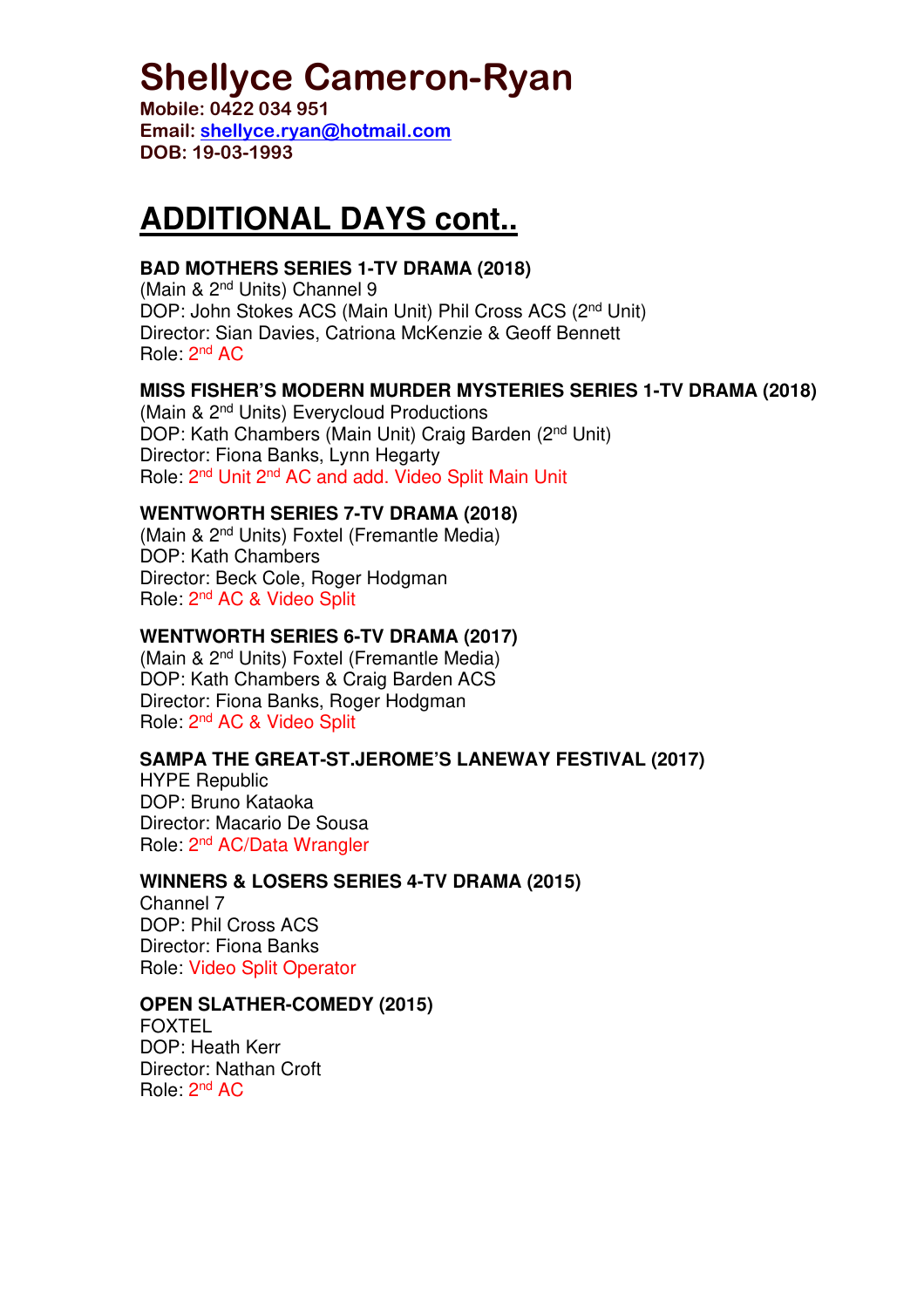# Shellyce Cameron-Ryan

**Mobile: 0422 034 951**
**Email: shellyce.ryan@hotmail.com**
**DOB: 19-03-1993**

## ADDITIONAL DAYS cont..

**BAD MOTHERS SERIES 1-TV DRAMA (2018)**
(Main & 2nd Units) Channel 9
DOP: John Stokes ACS (Main Unit) Phil Cross ACS (2nd Unit)
Director: Sian Davies, Catriona McKenzie & Geoff Bennett
Role: 2nd AC

**MISS FISHER'S MODERN MURDER MYSTERIES SERIES 1-TV DRAMA (2018)**
(Main & 2nd Units) Everycloud Productions
DOP: Kath Chambers (Main Unit) Craig Barden (2nd Unit)
Director: Fiona Banks, Lynn Hegarty
Role: 2nd Unit 2nd AC and add. Video Split Main Unit

**WENTWORTH SERIES 7-TV DRAMA (2018)**
(Main & 2nd Units) Foxtel (Fremantle Media)
DOP: Kath Chambers
Director: Beck Cole, Roger Hodgman
Role: 2nd AC & Video Split

**WENTWORTH SERIES 6-TV DRAMA (2017)**
(Main & 2nd Units) Foxtel (Fremantle Media)
DOP: Kath Chambers & Craig Barden ACS
Director: Fiona Banks, Roger Hodgman
Role: 2nd AC & Video Split

**SAMPA THE GREAT-ST.JEROME'S LANEWAY FESTIVAL (2017)**
HYPE Republic
DOP: Bruno Kataoka
Director: Macario De Sousa
Role: 2nd AC/Data Wrangler

**WINNERS & LOSERS SERIES 4-TV DRAMA (2015)**
Channel 7
DOP: Phil Cross ACS
Director: Fiona Banks
Role: Video Split Operator

**OPEN SLATHER-COMEDY (2015)**
FOXTEL
DOP: Heath Kerr
Director: Nathan Croft
Role: 2nd AC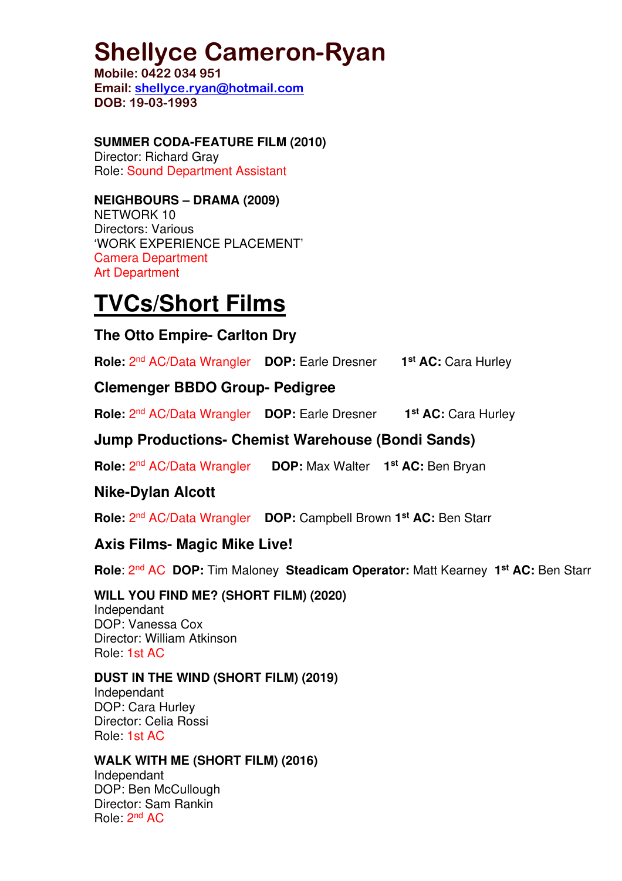# Shellyce Cameron-Ryan

**Mobile: 0422 034 951**
**Email: shellyce.ryan@hotmail.com**
**DOB: 19-03-1993**

**SUMMER CODA-FEATURE FILM (2010)**
Director: Richard Gray
Role: Sound Department Assistant

**NEIGHBOURS – DRAMA (2009)**
NETWORK 10
Directors: Various
'WORK EXPERIENCE PLACEMENT'
Camera Department
Art Department

# TVCs/Short Films

### The Otto Empire- Carlton Dry

**Role:** 2nd AC/Data Wrangler **DOP:** Earle Dresner **1st AC:** Cara Hurley

### Clemenger BBDO Group- Pedigree

**Role:** 2nd AC/Data Wrangler **DOP:** Earle Dresner **1st AC:** Cara Hurley

### Jump Productions- Chemist Warehouse (Bondi Sands)

**Role:** 2nd AC/Data Wrangler **DOP:** Max Walter **1st AC:** Ben Bryan

### Nike-Dylan Alcott

**Role:** 2nd AC/Data Wrangler **DOP:** Campbell Brown **1st AC:** Ben Starr

### Axis Films- Magic Mike Live!

**Role**: 2nd AC **DOP:** Tim Maloney **Steadicam Operator:** Matt Kearney **1st AC:** Ben Starr

**WILL YOU FIND ME? (SHORT FILM) (2020)**
Independant
DOP: Vanessa Cox
Director: William Atkinson
Role: 1st AC

**DUST IN THE WIND (SHORT FILM) (2019)**
Independant
DOP: Cara Hurley
Director: Celia Rossi
Role: 1st AC

**WALK WITH ME (SHORT FILM) (2016)**
Independant
DOP: Ben McCullough
Director: Sam Rankin
Role: 2nd AC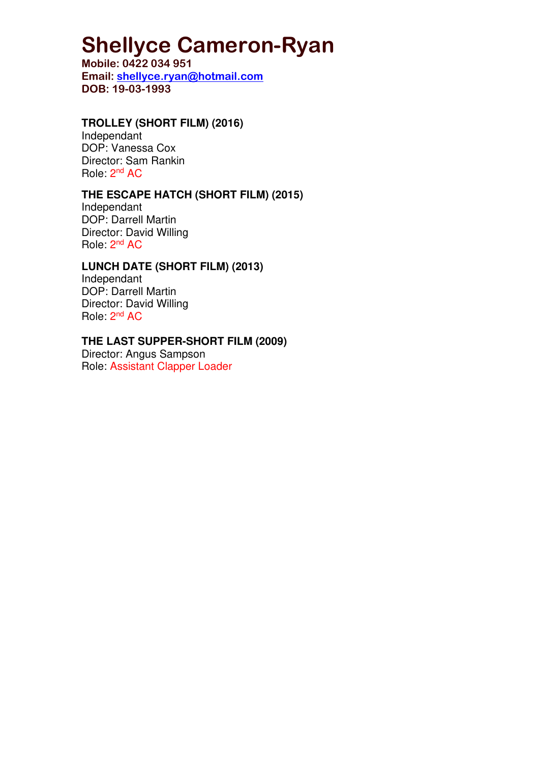# Shellyce Cameron-Ryan

**Mobile: 0422 034 951**
**Email: shellyce.ryan@hotmail.com**
**DOB: 19-03-1993**

**TROLLEY (SHORT FILM) (2016)**
Independant
DOP: Vanessa Cox
Director: Sam Rankin
Role: 2nd AC

**THE ESCAPE HATCH (SHORT FILM) (2015)**
Independant
DOP: Darrell Martin
Director: David Willing
Role: 2nd AC

**LUNCH DATE (SHORT FILM) (2013)**
Independant
DOP: Darrell Martin
Director: David Willing
Role: 2nd AC

**THE LAST SUPPER-SHORT FILM (2009)**
Director: Angus Sampson
Role: Assistant Clapper Loader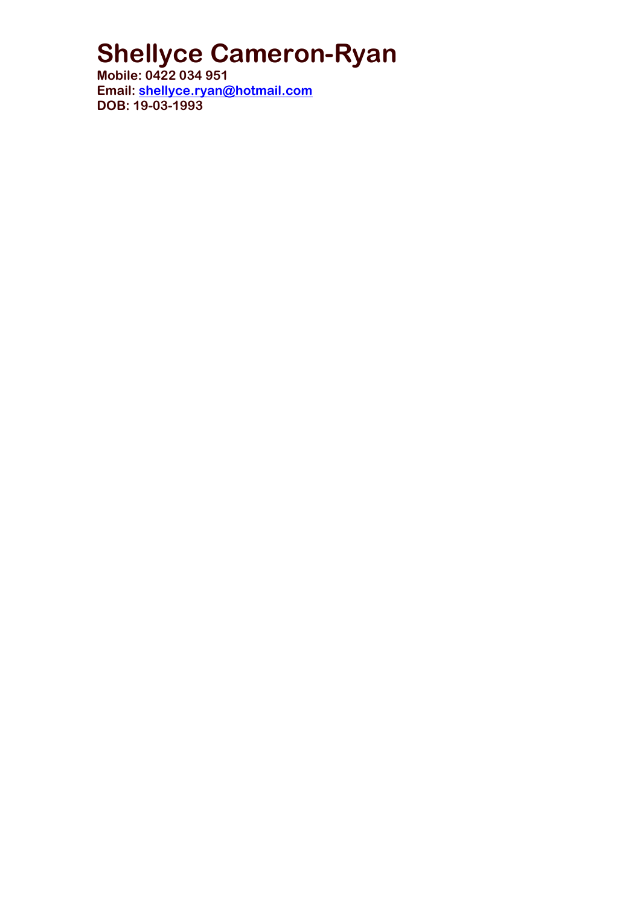# Shellyce Cameron-Ryan

**Mobile: 0422 034 951**
**Email: shellyce.ryan@hotmail.com**
**DOB: 19-03-1993**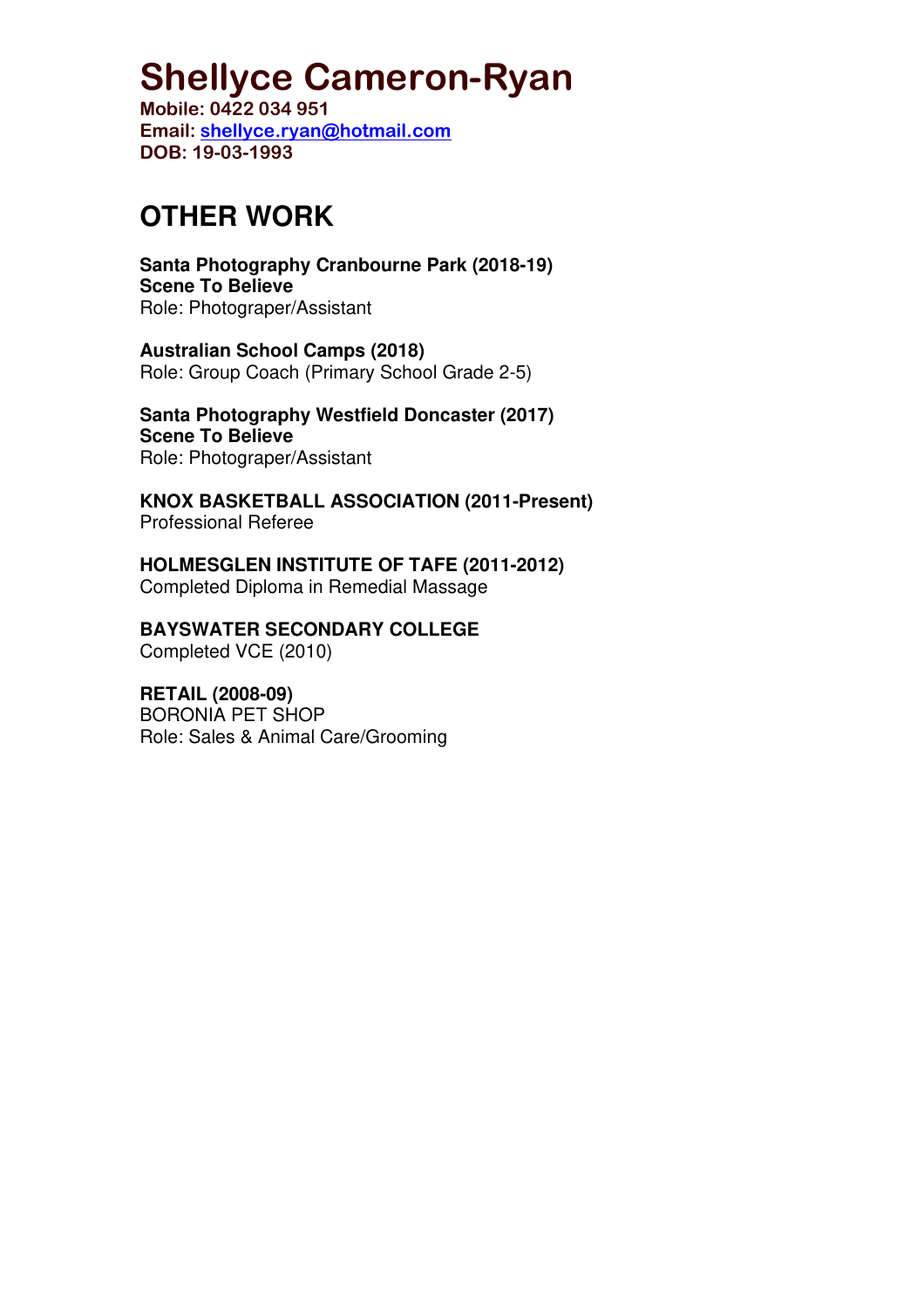# Shellyce Cameron-Ryan

**Mobile: 0422 034 951**
**Email: shellyce.ryan@hotmail.com**
**DOB: 19-03-1993**

## OTHER WORK

**Santa Photography Cranbourne Park (2018-19)**
**Scene To Believe**
Role: Photograper/Assistant

**Australian School Camps (2018)**
Role: Group Coach (Primary School Grade 2-5)

**Santa Photography Westfield Doncaster (2017)**
**Scene To Believe**
Role: Photograper/Assistant

**KNOX BASKETBALL ASSOCIATION (2011-Present)**
Professional Referee

**HOLMESGLEN INSTITUTE OF TAFE (2011-2012)**
Completed Diploma in Remedial Massage

**BAYSWATER SECONDARY COLLEGE**
Completed VCE (2010)

**RETAIL (2008-09)**
BORONIA PET SHOP
Role: Sales & Animal Care/Grooming